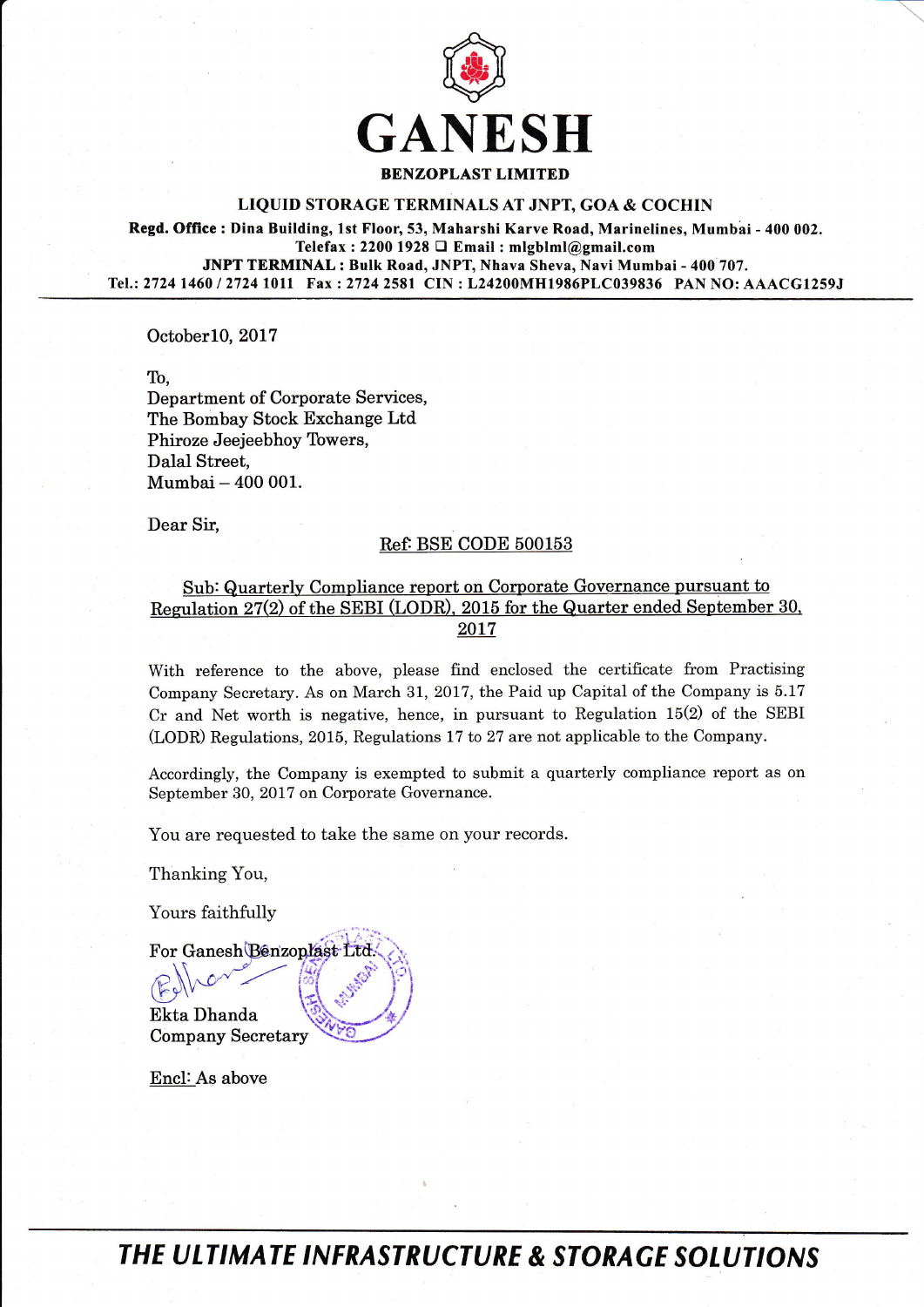# GANESH

**BENZOPLAST LIMITED**

**LIQUID STORAGE TERMINALS AT JNPT, GOA & COCHIN**

**Regd. Office : Dina Building, 1st Floor, 53, Maharshi Karve Road, Marinelines, Mumbai - 400 002.**
**Telefax : 2200 1928 ❑ Email : mlgblml@gmail.com**
**JNPT TERMINAL : Bulk Road, JNPT, Nhava Sheva, Navi Mumbai - 400 707.**
**Tel.: 2724 1460 / 2724 1011 Fax : 2724 2581 CIN : L24200MH1986PLC039836 PAN NO: AAACG1259J**

October10, 2017

To,
Department of Corporate Services,
The Bombay Stock Exchange Ltd
Phiroze Jeejeebhoy Towers,
Dalal Street,
Mumbai – 400 001.

Dear Sir,

Ref: BSE CODE 500153

Sub: Quarterly Compliance report on Corporate Governance pursuant to Regulation 27(2) of the SEBI (LODR), 2015 for the Quarter ended September 30, 2017

With reference to the above, please find enclosed the certificate from Practising Company Secretary. As on March 31, 2017, the Paid up Capital of the Company is 5.17 Cr and Net worth is negative, hence, in pursuant to Regulation 15(2) of the SEBI (LODR) Regulations, 2015, Regulations 17 to 27 are not applicable to the Company.

Accordingly, the Company is exempted to submit a quarterly compliance report as on September 30, 2017 on Corporate Governance.

You are requested to take the same on your records.

Thanking You,

Yours faithfully

For Ganesh Benzoplast Ltd.

Ekta Dhanda
Company Secretary

Encl: As above

*THE ULTIMATE INFRASTRUCTURE & STORAGE SOLUTIONS*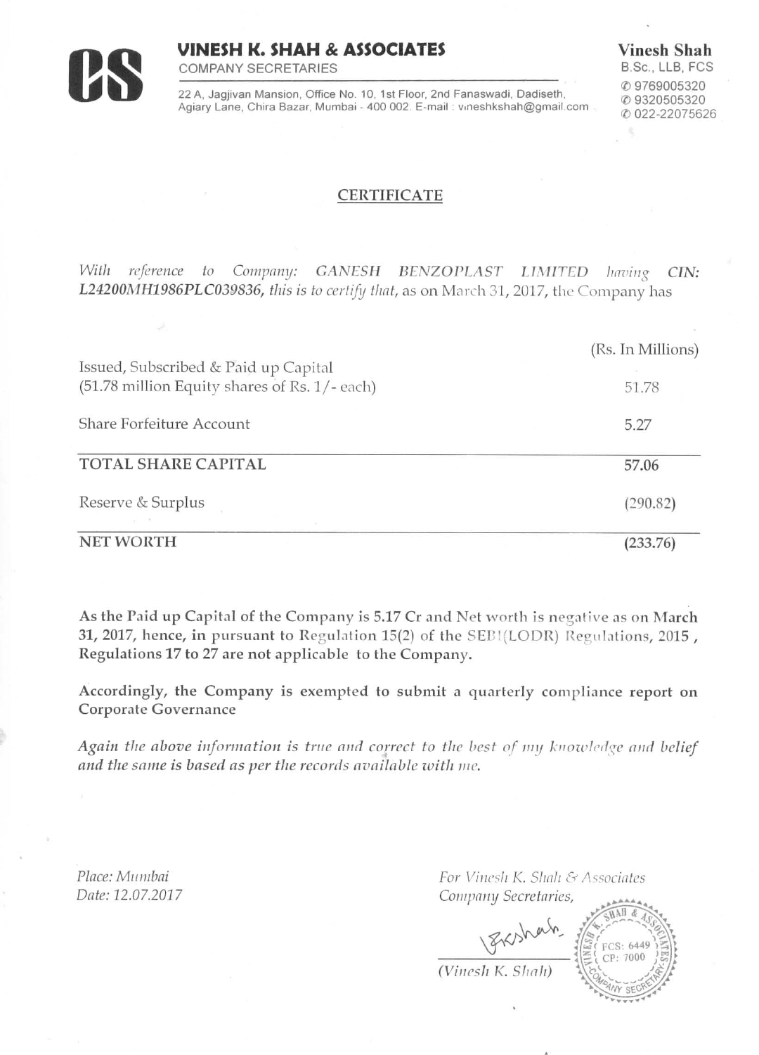**VINESH K. SHAH & ASSOCIATES**
COMPANY SECRETARIES

22 A, Jagjivan Mansion, Office No. 10, 1st Floor, 2nd Fanaswadi, Dadiseth, Agiary Lane, Chira Bazar, Mumbai - 400 002. E-mail : vineshkshah@gmail.com

**Vinesh Shah**
B.Sc., LLB, FCS
✆ 9769005320
✆ 9320505320
✆ 022-22075626

## CERTIFICATE

*With reference to Company: GANESH BENZOPLAST LIMITED having CIN: L24200MH1986PLC039836, this is to certify that,* as on March 31, 2017, the Company has

| | (Rs. In Millions) |
|---|---|
| Issued, Subscribed & Paid up Capital<br>(51.78 million Equity shares of Rs. 1/- each) | 51.78 |
| Share Forfeiture Account | 5.27 |
| **TOTAL SHARE CAPITAL** | **57.06** |
| Reserve & Surplus | (290.82) |
| **NET WORTH** | **(233.76)** |

**As the Paid up Capital of the Company is 5.17 Cr and Net worth is negative as on March 31, 2017, hence, in pursuant to Regulation 15(2) of the SEBI(LODR) Regulations, 2015, Regulations 17 to 27 are not applicable to the Company.**

**Accordingly, the Company is exempted to submit a quarterly compliance report on Corporate Governance**

***Again the above information is true and correct to the best of my knowledge and belief and the same is based as per the records available with me.***

*Place: Mumbai*
*Date: 12.07.2017*

*For Vinesh K. Shah & Associates*
*Company Secretaries,*

*(Vinesh K. Shah)*

VINESH K. SHAH & ASSOCIATES COMPANY SECRETARY
FCS: 6449
CP: 7000